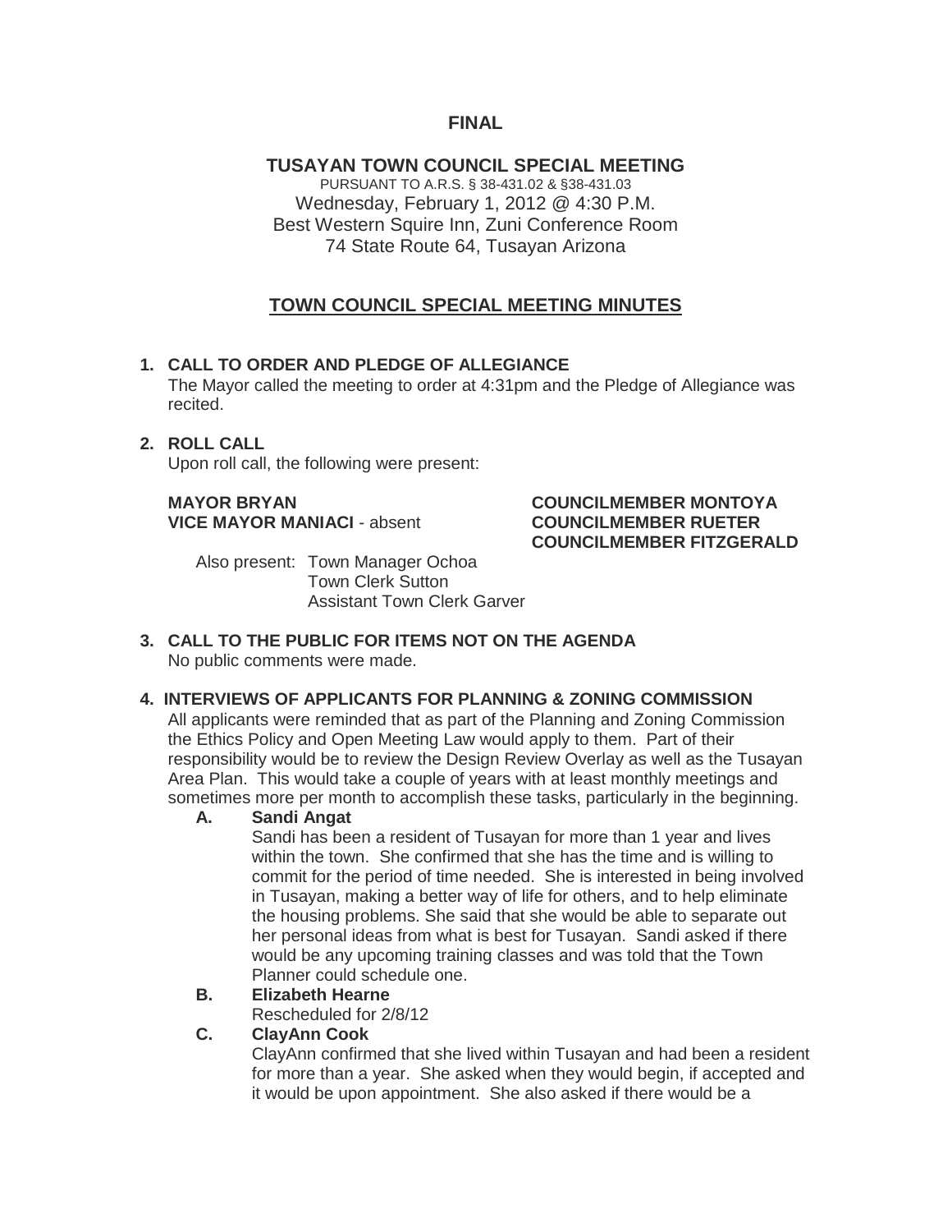**FINAL**

# TUSAYAN TOWN COUNCIL SPECIAL MEETING

PURSUANT TO A.R.S. § 38-431.02 & §38-431.03
Wednesday, February 1, 2012 @ 4:30 P.M.
Best Western Squire Inn, Zuni Conference Room
74 State Route 64, Tusayan Arizona

## TOWN COUNCIL SPECIAL MEETING MINUTES

**1. CALL TO ORDER AND PLEDGE OF ALLEGIANCE**

The Mayor called the meeting to order at 4:31pm and the Pledge of Allegiance was recited.

**2. ROLL CALL**

Upon roll call, the following were present:

**MAYOR BRYAN**
**VICE MAYOR MANIACI** - absent
**COUNCILMEMBER MONTOYA**
**COUNCILMEMBER RUETER**
**COUNCILMEMBER FITZGERALD**

Also present: Town Manager Ochoa
Town Clerk Sutton
Assistant Town Clerk Garver

**3. CALL TO THE PUBLIC FOR ITEMS NOT ON THE AGENDA**

No public comments were made.

**4. INTERVIEWS OF APPLICANTS FOR PLANNING & ZONING COMMISSION**

All applicants were reminded that as part of the Planning and Zoning Commission the Ethics Policy and Open Meeting Law would apply to them. Part of their responsibility would be to review the Design Review Overlay as well as the Tusayan Area Plan. This would take a couple of years with at least monthly meetings and sometimes more per month to accomplish these tasks, particularly in the beginning.

**A. Sandi Angat**

Sandi has been a resident of Tusayan for more than 1 year and lives within the town. She confirmed that she has the time and is willing to commit for the period of time needed. She is interested in being involved in Tusayan, making a better way of life for others, and to help eliminate the housing problems. She said that she would be able to separate out her personal ideas from what is best for Tusayan. Sandi asked if there would be any upcoming training classes and was told that the Town Planner could schedule one.

**B. Elizabeth Hearne**

Rescheduled for 2/8/12

**C. ClayAnn Cook**

ClayAnn confirmed that she lived within Tusayan and had been a resident for more than a year. She asked when they would begin, if accepted and it would be upon appointment. She also asked if there would be a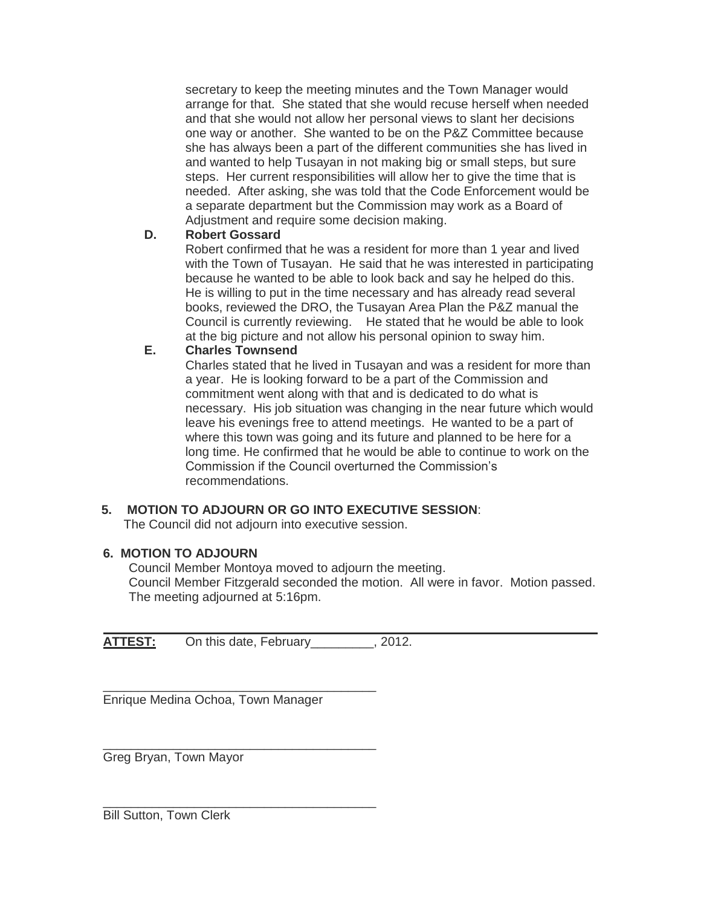secretary to keep the meeting minutes and the Town Manager would arrange for that. She stated that she would recuse herself when needed and that she would not allow her personal views to slant her decisions one way or another. She wanted to be on the P&Z Committee because she has always been a part of the different communities she has lived in and wanted to help Tusayan in not making big or small steps, but sure steps. Her current responsibilities will allow her to give the time that is needed. After asking, she was told that the Code Enforcement would be a separate department but the Commission may work as a Board of Adjustment and require some decision making.

**D. Robert Gossard**

Robert confirmed that he was a resident for more than 1 year and lived with the Town of Tusayan. He said that he was interested in participating because he wanted to be able to look back and say he helped do this. He is willing to put in the time necessary and has already read several books, reviewed the DRO, the Tusayan Area Plan the P&Z manual the Council is currently reviewing. He stated that he would be able to look at the big picture and not allow his personal opinion to sway him.

**E. Charles Townsend**

Charles stated that he lived in Tusayan and was a resident for more than a year. He is looking forward to be a part of the Commission and commitment went along with that and is dedicated to do what is necessary. His job situation was changing in the near future which would leave his evenings free to attend meetings. He wanted to be a part of where this town was going and its future and planned to be here for a long time. He confirmed that he would be able to continue to work on the Commission if the Council overturned the Commission's recommendations.

**5. MOTION TO ADJOURN OR GO INTO EXECUTIVE SESSION**:

The Council did not adjourn into executive session.

**6. MOTION TO ADJOURN**

Council Member Montoya moved to adjourn the meeting.
Council Member Fitzgerald seconded the motion. All were in favor. Motion passed.
The meeting adjourned at 5:16pm.

**ATTEST:** On this date, February_________, 2012.

______________________________________
Enrique Medina Ochoa, Town Manager

______________________________________
Greg Bryan, Town Mayor

______________________________________
Bill Sutton, Town Clerk